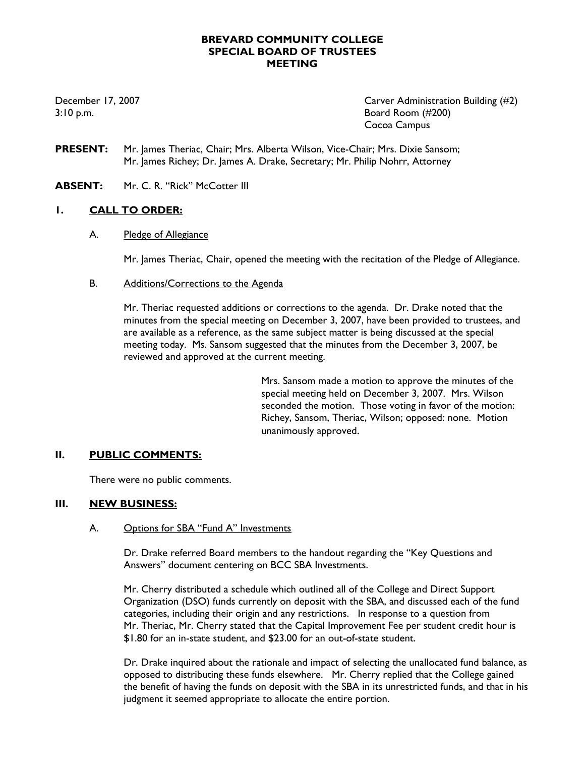# BREVARD COMMUNITY COLLEGE
# SPECIAL BOARD OF TRUSTEES
# MEETING

December 17, 2007
3:10 p.m.

Carver Administration Building (#2)
Board Room (#200)
Cocoa Campus

**PRESENT:** Mr. James Theriac, Chair; Mrs. Alberta Wilson, Vice-Chair; Mrs. Dixie Sansom; Mr. James Richey; Dr. James A. Drake, Secretary; Mr. Philip Nohrr, Attorney

**ABSENT:** Mr. C. R. "Rick" McCotter III

## I. CALL TO ORDER:

### A. Pledge of Allegiance

Mr. James Theriac, Chair, opened the meeting with the recitation of the Pledge of Allegiance.

### B. Additions/Corrections to the Agenda

Mr. Theriac requested additions or corrections to the agenda. Dr. Drake noted that the minutes from the special meeting on December 3, 2007, have been provided to trustees, and are available as a reference, as the same subject matter is being discussed at the special meeting today. Ms. Sansom suggested that the minutes from the December 3, 2007, be reviewed and approved at the current meeting.

> Mrs. Sansom made a motion to approve the minutes of the special meeting held on December 3, 2007. Mrs. Wilson seconded the motion. Those voting in favor of the motion: Richey, Sansom, Theriac, Wilson; opposed: none. Motion unanimously approved.

## II. PUBLIC COMMENTS:

There were no public comments.

## III. NEW BUSINESS:

### A. Options for SBA "Fund A" Investments

Dr. Drake referred Board members to the handout regarding the "Key Questions and Answers" document centering on BCC SBA Investments.

Mr. Cherry distributed a schedule which outlined all of the College and Direct Support Organization (DSO) funds currently on deposit with the SBA, and discussed each of the fund categories, including their origin and any restrictions. In response to a question from Mr. Theriac, Mr. Cherry stated that the Capital Improvement Fee per student credit hour is $1.80 for an in-state student, and $23.00 for an out-of-state student.

Dr. Drake inquired about the rationale and impact of selecting the unallocated fund balance, as opposed to distributing these funds elsewhere. Mr. Cherry replied that the College gained the benefit of having the funds on deposit with the SBA in its unrestricted funds, and that in his judgment it seemed appropriate to allocate the entire portion.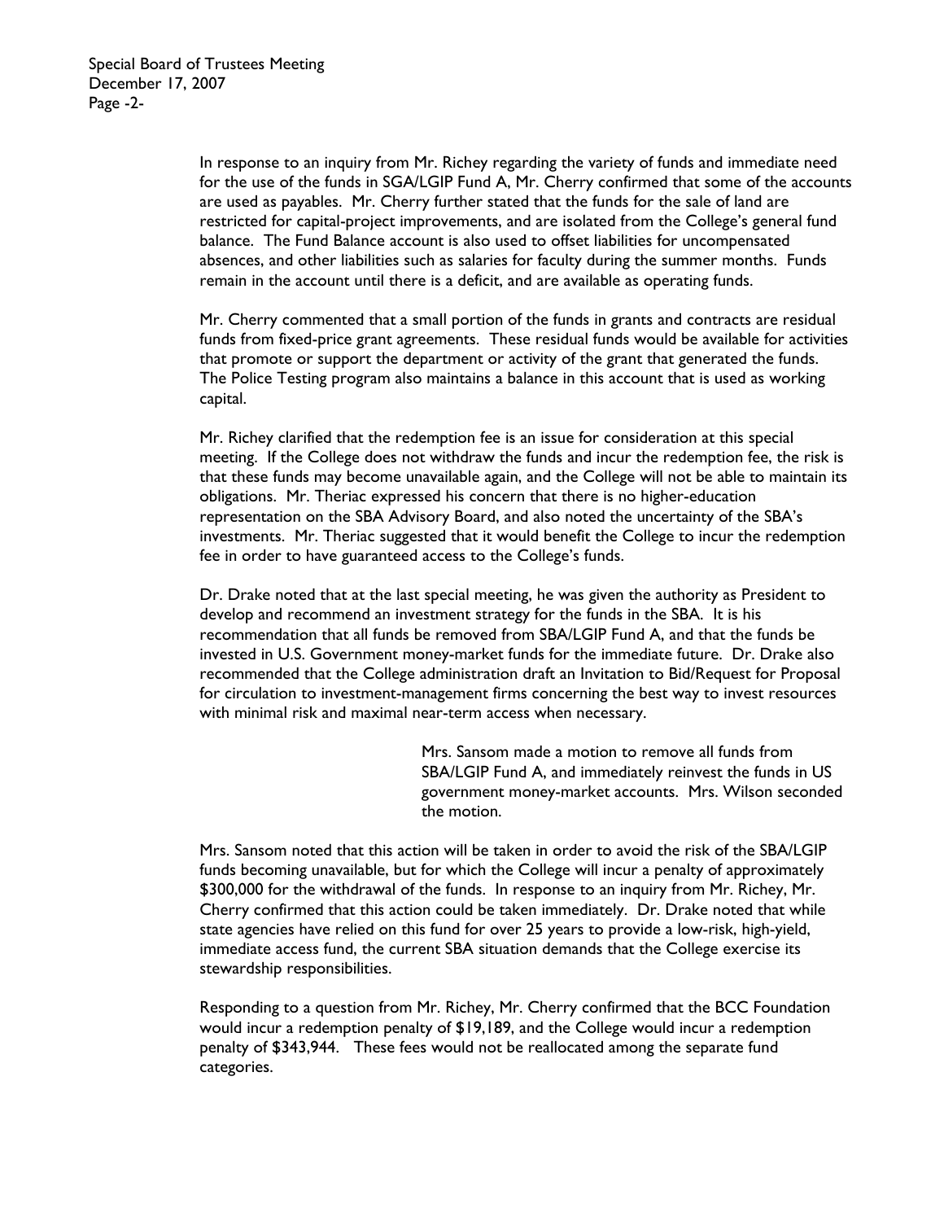In response to an inquiry from Mr. Richey regarding the variety of funds and immediate need for the use of the funds in SGA/LGIP Fund A, Mr. Cherry confirmed that some of the accounts are used as payables. Mr. Cherry further stated that the funds for the sale of land are restricted for capital-project improvements, and are isolated from the College's general fund balance. The Fund Balance account is also used to offset liabilities for uncompensated absences, and other liabilities such as salaries for faculty during the summer months. Funds remain in the account until there is a deficit, and are available as operating funds.

Mr. Cherry commented that a small portion of the funds in grants and contracts are residual funds from fixed-price grant agreements. These residual funds would be available for activities that promote or support the department or activity of the grant that generated the funds. The Police Testing program also maintains a balance in this account that is used as working capital.

Mr. Richey clarified that the redemption fee is an issue for consideration at this special meeting. If the College does not withdraw the funds and incur the redemption fee, the risk is that these funds may become unavailable again, and the College will not be able to maintain its obligations. Mr. Theriac expressed his concern that there is no higher-education representation on the SBA Advisory Board, and also noted the uncertainty of the SBA's investments. Mr. Theriac suggested that it would benefit the College to incur the redemption fee in order to have guaranteed access to the College's funds.

Dr. Drake noted that at the last special meeting, he was given the authority as President to develop and recommend an investment strategy for the funds in the SBA. It is his recommendation that all funds be removed from SBA/LGIP Fund A, and that the funds be invested in U.S. Government money-market funds for the immediate future. Dr. Drake also recommended that the College administration draft an Invitation to Bid/Request for Proposal for circulation to investment-management firms concerning the best way to invest resources with minimal risk and maximal near-term access when necessary.

> Mrs. Sansom made a motion to remove all funds from SBA/LGIP Fund A, and immediately reinvest the funds in US government money-market accounts. Mrs. Wilson seconded the motion.

Mrs. Sansom noted that this action will be taken in order to avoid the risk of the SBA/LGIP funds becoming unavailable, but for which the College will incur a penalty of approximately $300,000 for the withdrawal of the funds. In response to an inquiry from Mr. Richey, Mr. Cherry confirmed that this action could be taken immediately. Dr. Drake noted that while state agencies have relied on this fund for over 25 years to provide a low-risk, high-yield, immediate access fund, the current SBA situation demands that the College exercise its stewardship responsibilities.

Responding to a question from Mr. Richey, Mr. Cherry confirmed that the BCC Foundation would incur a redemption penalty of $19,189, and the College would incur a redemption penalty of $343,944. These fees would not be reallocated among the separate fund categories.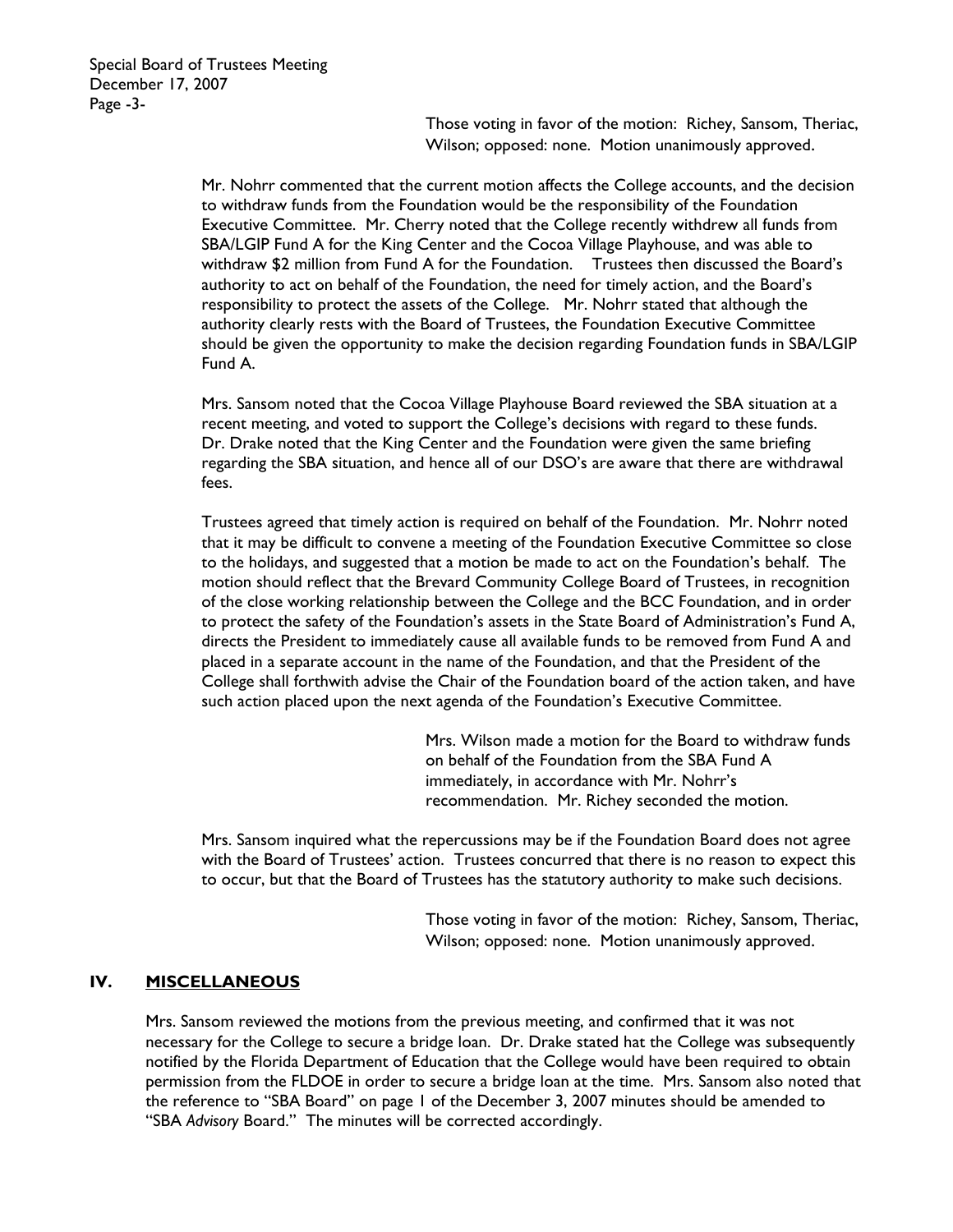Those voting in favor of the motion: Richey, Sansom, Theriac, Wilson; opposed: none. Motion unanimously approved.

Mr. Nohrr commented that the current motion affects the College accounts, and the decision to withdraw funds from the Foundation would be the responsibility of the Foundation Executive Committee. Mr. Cherry noted that the College recently withdrew all funds from SBA/LGIP Fund A for the King Center and the Cocoa Village Playhouse, and was able to withdraw $2 million from Fund A for the Foundation. Trustees then discussed the Board's authority to act on behalf of the Foundation, the need for timely action, and the Board's responsibility to protect the assets of the College. Mr. Nohrr stated that although the authority clearly rests with the Board of Trustees, the Foundation Executive Committee should be given the opportunity to make the decision regarding Foundation funds in SBA/LGIP Fund A.

Mrs. Sansom noted that the Cocoa Village Playhouse Board reviewed the SBA situation at a recent meeting, and voted to support the College's decisions with regard to these funds. Dr. Drake noted that the King Center and the Foundation were given the same briefing regarding the SBA situation, and hence all of our DSO's are aware that there are withdrawal fees.

Trustees agreed that timely action is required on behalf of the Foundation. Mr. Nohrr noted that it may be difficult to convene a meeting of the Foundation Executive Committee so close to the holidays, and suggested that a motion be made to act on the Foundation's behalf. The motion should reflect that the Brevard Community College Board of Trustees, in recognition of the close working relationship between the College and the BCC Foundation, and in order to protect the safety of the Foundation's assets in the State Board of Administration's Fund A, directs the President to immediately cause all available funds to be removed from Fund A and placed in a separate account in the name of the Foundation, and that the President of the College shall forthwith advise the Chair of the Foundation board of the action taken, and have such action placed upon the next agenda of the Foundation's Executive Committee.

Mrs. Wilson made a motion for the Board to withdraw funds on behalf of the Foundation from the SBA Fund A immediately, in accordance with Mr. Nohrr's recommendation. Mr. Richey seconded the motion.

Mrs. Sansom inquired what the repercussions may be if the Foundation Board does not agree with the Board of Trustees' action. Trustees concurred that there is no reason to expect this to occur, but that the Board of Trustees has the statutory authority to make such decisions.

Those voting in favor of the motion: Richey, Sansom, Theriac, Wilson; opposed: none. Motion unanimously approved.

## IV. MISCELLANEOUS

Mrs. Sansom reviewed the motions from the previous meeting, and confirmed that it was not necessary for the College to secure a bridge loan. Dr. Drake stated hat the College was subsequently notified by the Florida Department of Education that the College would have been required to obtain permission from the FLDOE in order to secure a bridge loan at the time. Mrs. Sansom also noted that the reference to "SBA Board" on page 1 of the December 3, 2007 minutes should be amended to "SBA *Advisory* Board." The minutes will be corrected accordingly.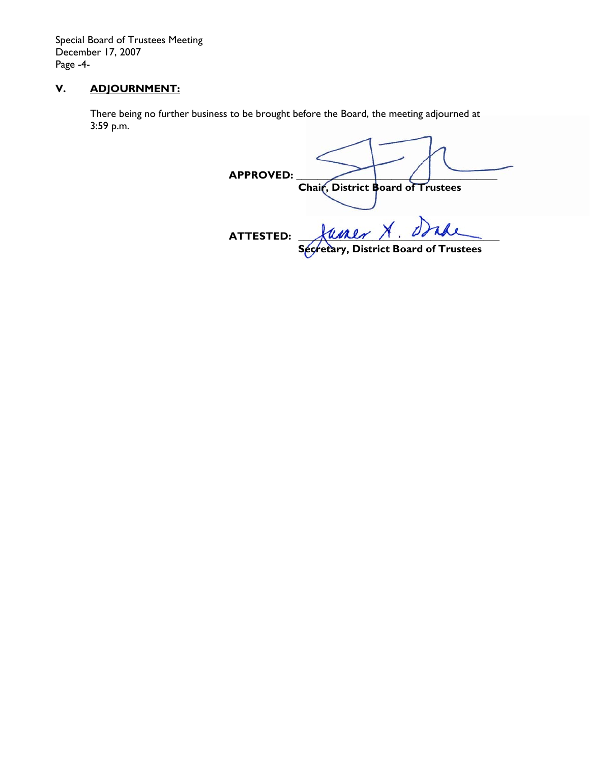## V. ADJOURNMENT:

There being no further business to be brought before the Board, the meeting adjourned at 3:59 p.m.

**APPROVED:** ______________________________
**Chair, District Board of Trustees**

**ATTESTED:** ______________________________
**Secretary, District Board of Trustees**